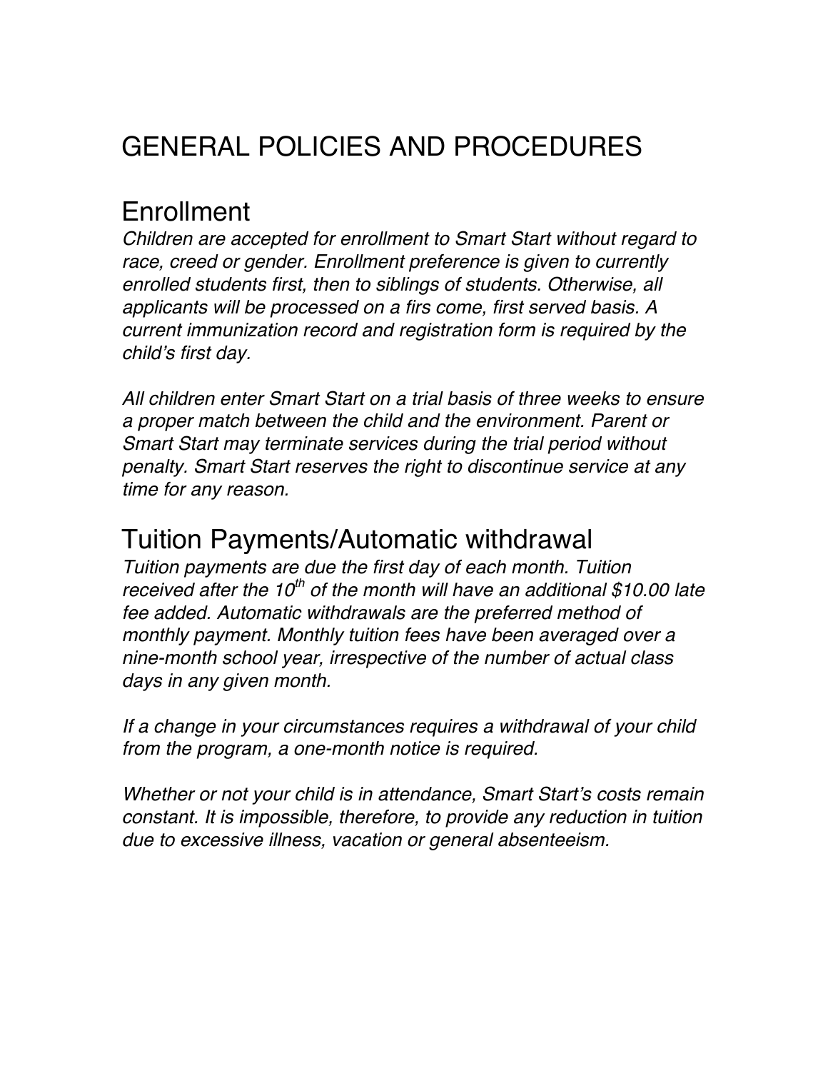# GENERAL POLICIES AND PROCEDURES

## Enrollment

*Children are accepted for enrollment to Smart Start without regard to race, creed or gender. Enrollment preference is given to currently enrolled students first, then to siblings of students. Otherwise, all applicants will be processed on a firs come, first served basis. A current immunization record and registration form is required by the child's first day.*

*All children enter Smart Start on a trial basis of three weeks to ensure a proper match between the child and the environment. Parent or Smart Start may terminate services during the trial period without penalty. Smart Start reserves the right to discontinue service at any time for any reason.*

## Tuition Payments/Automatic withdrawal

*Tuition payments are due the first day of each month. Tuition received after the 10th of the month will have an additional $10.00 late fee added. Automatic withdrawals are the preferred method of monthly payment. Monthly tuition fees have been averaged over a nine-month school year, irrespective of the number of actual class days in any given month.*

*If a change in your circumstances requires a withdrawal of your child from the program, a one-month notice is required.*

*Whether or not your child is in attendance, Smart Start's costs remain constant. It is impossible, therefore, to provide any reduction in tuition due to excessive illness, vacation or general absenteeism.*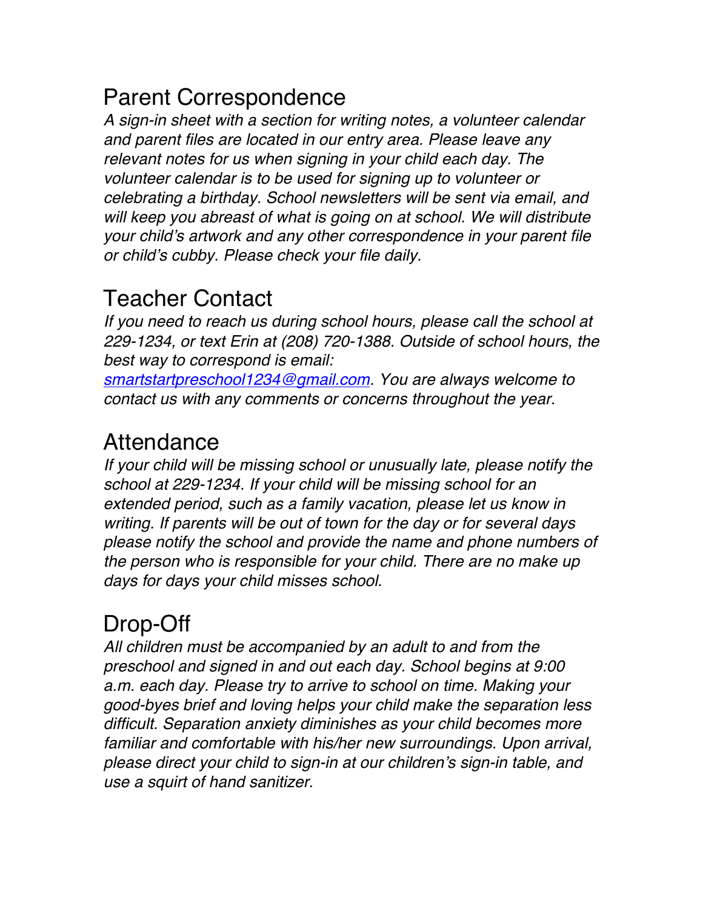## Parent Correspondence

*A sign-in sheet with a section for writing notes, a volunteer calendar and parent files are located in our entry area. Please leave any relevant notes for us when signing in your child each day. The volunteer calendar is to be used for signing up to volunteer or celebrating a birthday. School newsletters will be sent via email, and will keep you abreast of what is going on at school. We will distribute your child's artwork and any other correspondence in your parent file or child's cubby. Please check your file daily.*

## Teacher Contact

*If you need to reach us during school hours, please call the school at 229-1234, or text Erin at (208) 720-1388. Outside of school hours, the best way to correspond is email: [smartstartpreschool1234@gmail.com](mailto:smartstartpreschool1234@gmail.com). You are always welcome to contact us with any comments or concerns throughout the year.*

## Attendance

*If your child will be missing school or unusually late, please notify the school at 229-1234. If your child will be missing school for an extended period, such as a family vacation, please let us know in writing. If parents will be out of town for the day or for several days please notify the school and provide the name and phone numbers of the person who is responsible for your child. There are no make up days for days your child misses school.*

## Drop-Off

*All children must be accompanied by an adult to and from the preschool and signed in and out each day. School begins at 9:00 a.m. each day. Please try to arrive to school on time. Making your good-byes brief and loving helps your child make the separation less difficult. Separation anxiety diminishes as your child becomes more familiar and comfortable with his/her new surroundings. Upon arrival, please direct your child to sign-in at our children's sign-in table, and use a squirt of hand sanitizer.*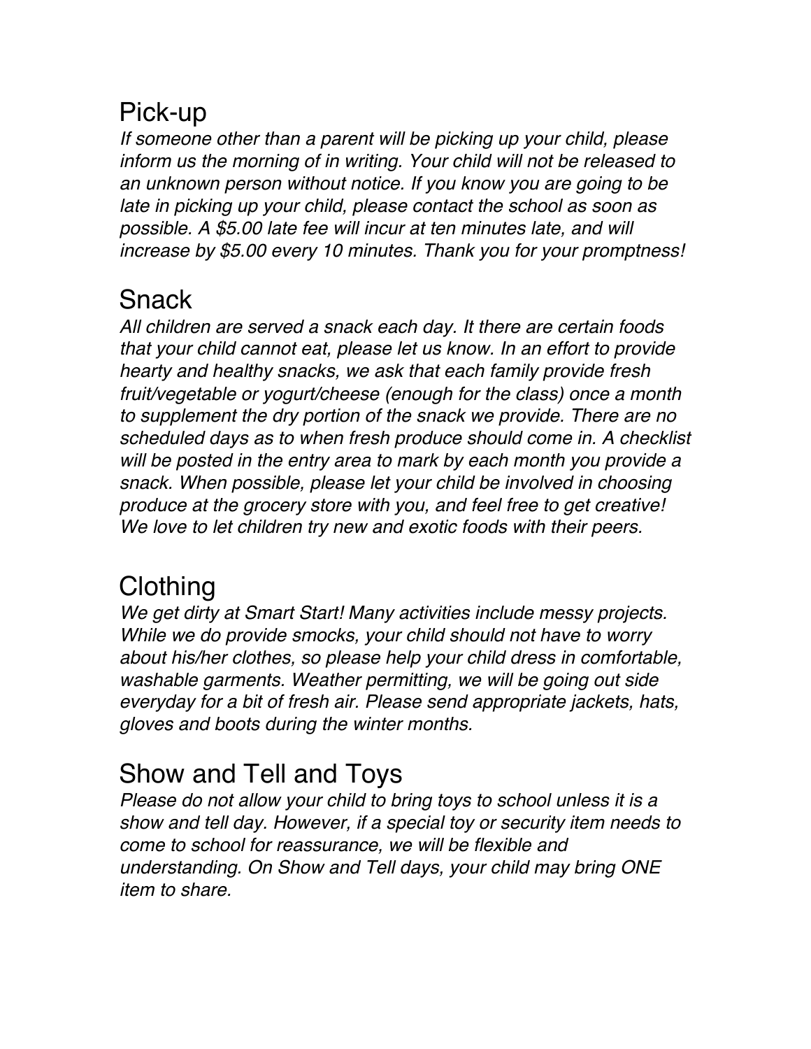## Pick-up

*If someone other than a parent will be picking up your child, please inform us the morning of in writing. Your child will not be released to an unknown person without notice. If you know you are going to be late in picking up your child, please contact the school as soon as possible. A $5.00 late fee will incur at ten minutes late, and will increase by $5.00 every 10 minutes. Thank you for your promptness!*

## Snack

*All children are served a snack each day. It there are certain foods that your child cannot eat, please let us know. In an effort to provide hearty and healthy snacks, we ask that each family provide fresh fruit/vegetable or yogurt/cheese (enough for the class) once a month to supplement the dry portion of the snack we provide. There are no scheduled days as to when fresh produce should come in. A checklist will be posted in the entry area to mark by each month you provide a snack. When possible, please let your child be involved in choosing produce at the grocery store with you, and feel free to get creative! We love to let children try new and exotic foods with their peers.*

## Clothing

*We get dirty at Smart Start! Many activities include messy projects. While we do provide smocks, your child should not have to worry about his/her clothes, so please help your child dress in comfortable, washable garments. Weather permitting, we will be going out side everyday for a bit of fresh air. Please send appropriate jackets, hats, gloves and boots during the winter months.*

## Show and Tell and Toys

*Please do not allow your child to bring toys to school unless it is a show and tell day. However, if a special toy or security item needs to come to school for reassurance, we will be flexible and understanding. On Show and Tell days, your child may bring ONE item to share.*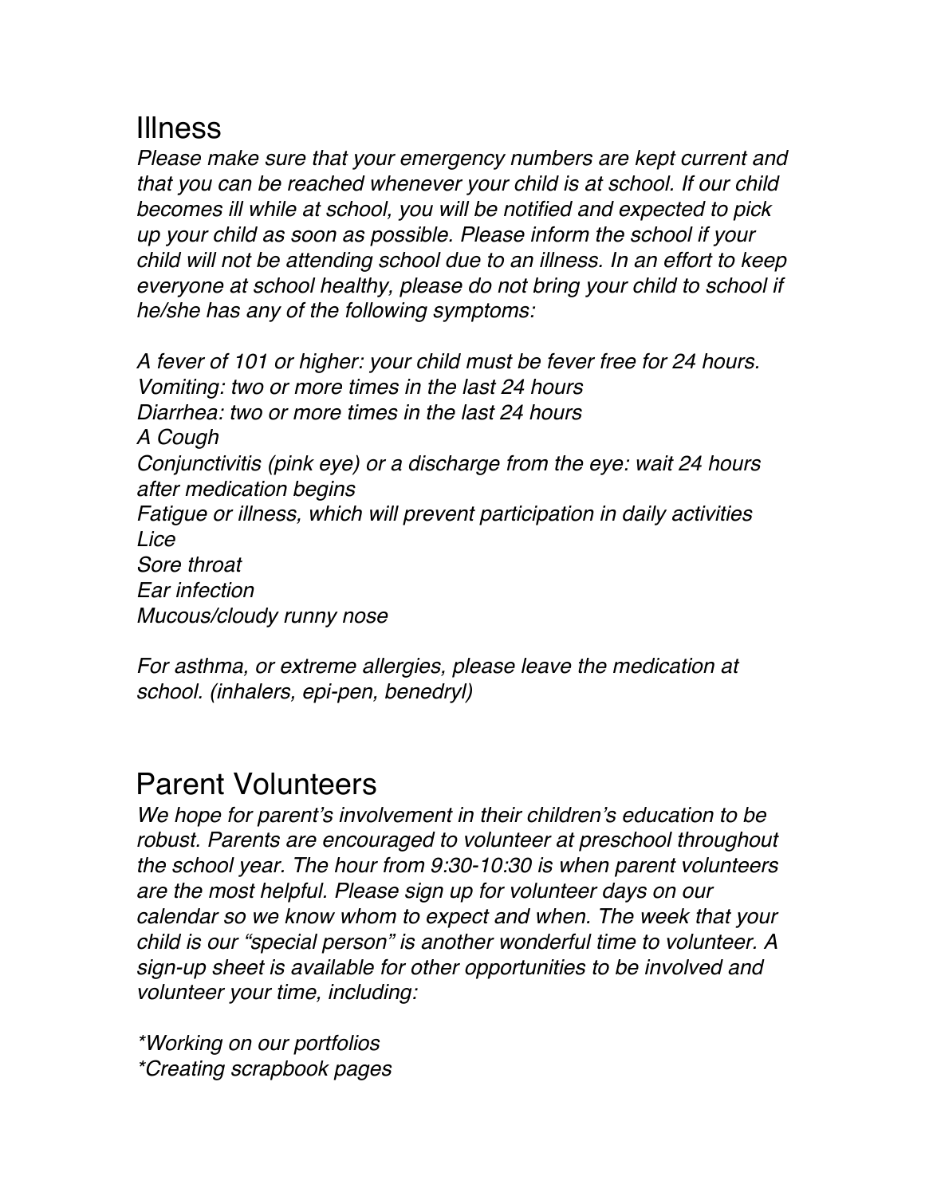## Illness

*Please make sure that your emergency numbers are kept current and that you can be reached whenever your child is at school. If our child becomes ill while at school, you will be notified and expected to pick up your child as soon as possible. Please inform the school if your child will not be attending school due to an illness. In an effort to keep everyone at school healthy, please do not bring your child to school if he/she has any of the following symptoms:*

*A fever of 101 or higher: your child must be fever free for 24 hours.*
*Vomiting: two or more times in the last 24 hours*
*Diarrhea: two or more times in the last 24 hours*
*A Cough*
*Conjunctivitis (pink eye) or a discharge from the eye: wait 24 hours after medication begins*
*Fatigue or illness, which will prevent participation in daily activities*
*Lice*
*Sore throat*
*Ear infection*
*Mucous/cloudy runny nose*

*For asthma, or extreme allergies, please leave the medication at school. (inhalers, epi-pen, benedryl)*

## Parent Volunteers

*We hope for parent's involvement in their children's education to be robust. Parents are encouraged to volunteer at preschool throughout the school year. The hour from 9:30-10:30 is when parent volunteers are the most helpful. Please sign up for volunteer days on our calendar so we know whom to expect and when. The week that your child is our "special person" is another wonderful time to volunteer. A sign-up sheet is available for other opportunities to be involved and volunteer your time, including:*

*\*Working on our portfolios*
*\*Creating scrapbook pages*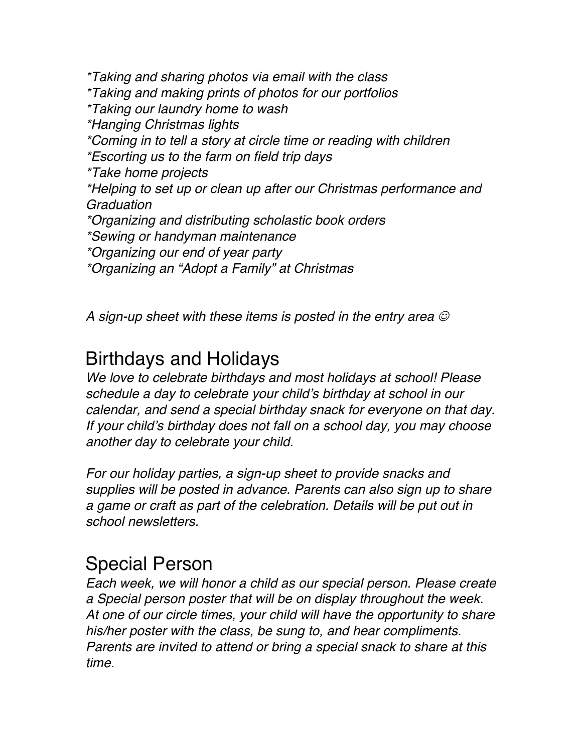*\*Taking and sharing photos via email with the class*
*\*Taking and making prints of photos for our portfolios*
*\*Taking our laundry home to wash*
*\*Hanging Christmas lights*
*\*Coming in to tell a story at circle time or reading with children*
*\*Escorting us to the farm on field trip days*
*\*Take home projects*
*\*Helping to set up or clean up after our Christmas performance and Graduation*
*\*Organizing and distributing scholastic book orders*
*\*Sewing or handyman maintenance*
*\*Organizing our end of year party*
*\*Organizing an "Adopt a Family" at Christmas*

*A sign-up sheet with these items is posted in the entry area ☺*

## Birthdays and Holidays

*We love to celebrate birthdays and most holidays at school! Please schedule a day to celebrate your child's birthday at school in our calendar, and send a special birthday snack for everyone on that day. If your child's birthday does not fall on a school day, you may choose another day to celebrate your child.*

*For our holiday parties, a sign-up sheet to provide snacks and supplies will be posted in advance. Parents can also sign up to share a game or craft as part of the celebration. Details will be put out in school newsletters.*

## Special Person

*Each week, we will honor a child as our special person. Please create a Special person poster that will be on display throughout the week. At one of our circle times, your child will have the opportunity to share his/her poster with the class, be sung to, and hear compliments. Parents are invited to attend or bring a special snack to share at this time.*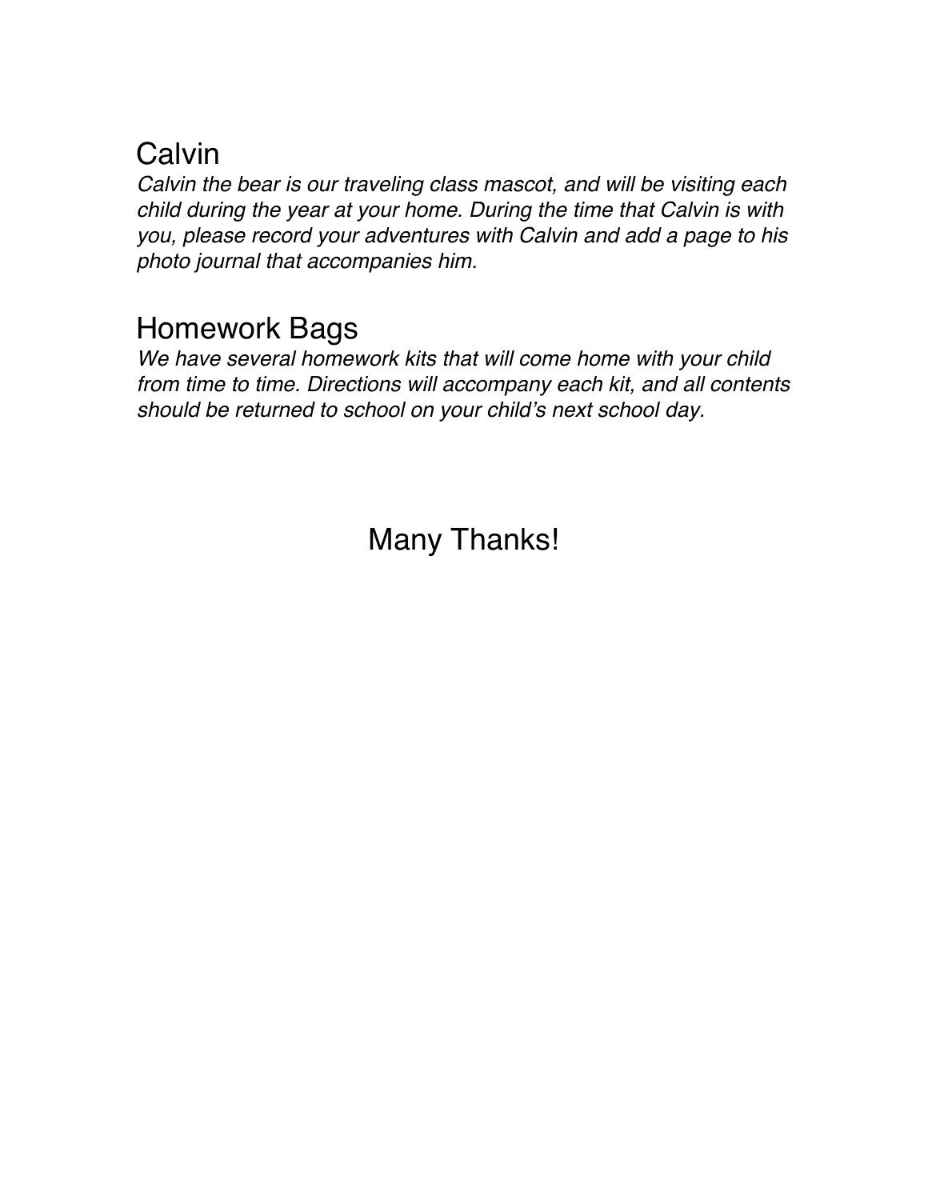## Calvin

*Calvin the bear is our traveling class mascot, and will be visiting each child during the year at your home. During the time that Calvin is with you, please record your adventures with Calvin and add a page to his photo journal that accompanies him.*

## Homework Bags

*We have several homework kits that will come home with your child from time to time. Directions will accompany each kit, and all contents should be returned to school on your child's next school day.*

Many Thanks!